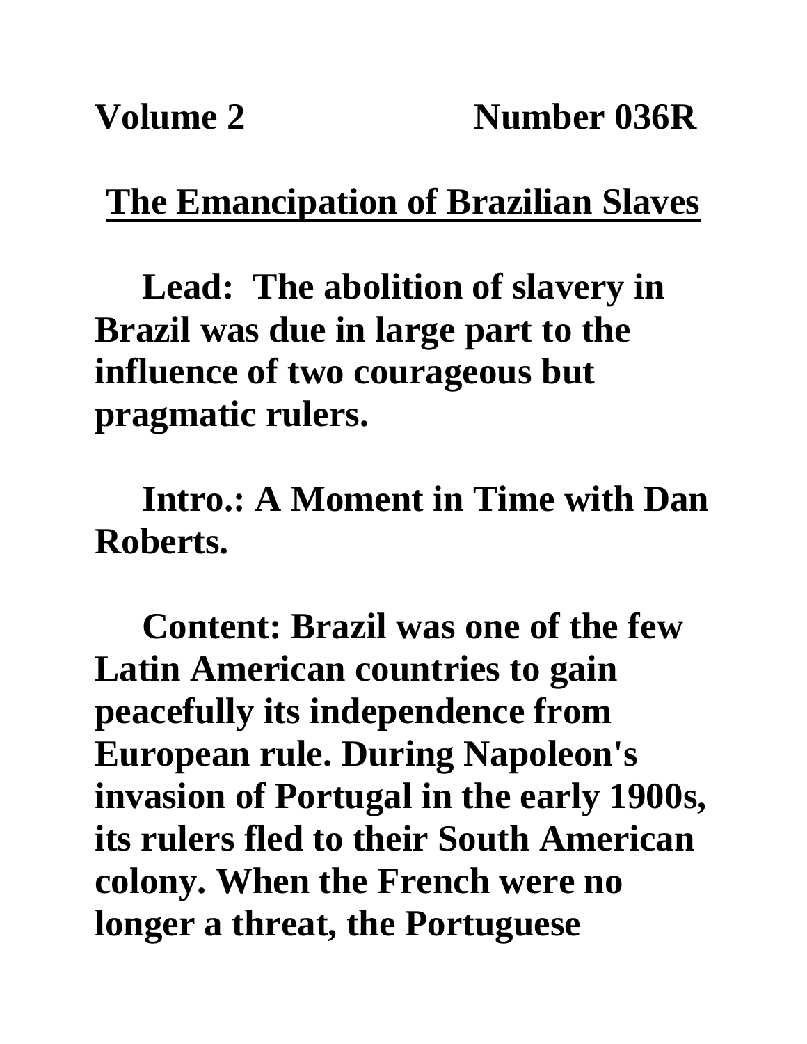**Volume 2 Number 036R**

# The Emancipation of Brazilian Slaves

**Lead: The abolition of slavery in Brazil was due in large part to the influence of two courageous but pragmatic rulers.**

**Intro.: A Moment in Time with Dan Roberts.**

**Content: Brazil was one of the few Latin American countries to gain peacefully its independence from European rule. During Napoleon's invasion of Portugal in the early 1900s, its rulers fled to their South American colony. When the French were no longer a threat, the Portuguese**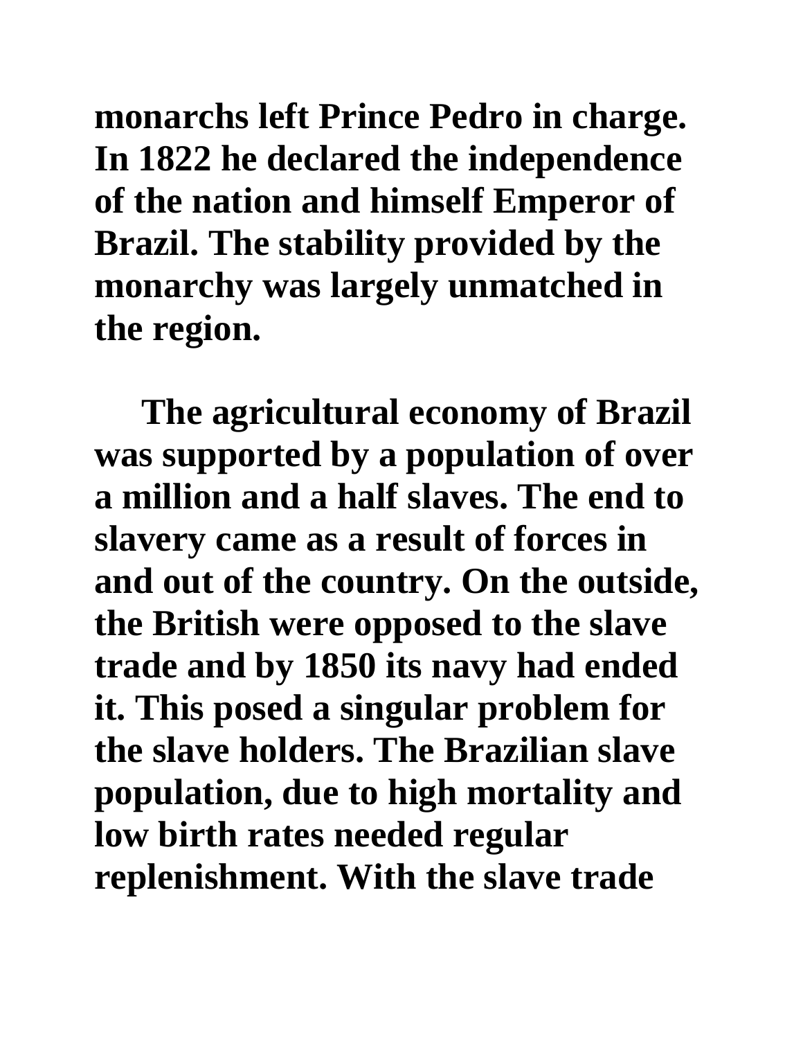monarchs left Prince Pedro in charge. In 1822 he declared the independence of the nation and himself Emperor of Brazil. The stability provided by the monarchy was largely unmatched in the region.

The agricultural economy of Brazil was supported by a population of over a million and a half slaves. The end to slavery came as a result of forces in and out of the country. On the outside, the British were opposed to the slave trade and by 1850 its navy had ended it. This posed a singular problem for the slave holders. The Brazilian slave population, due to high mortality and low birth rates needed regular replenishment. With the slave trade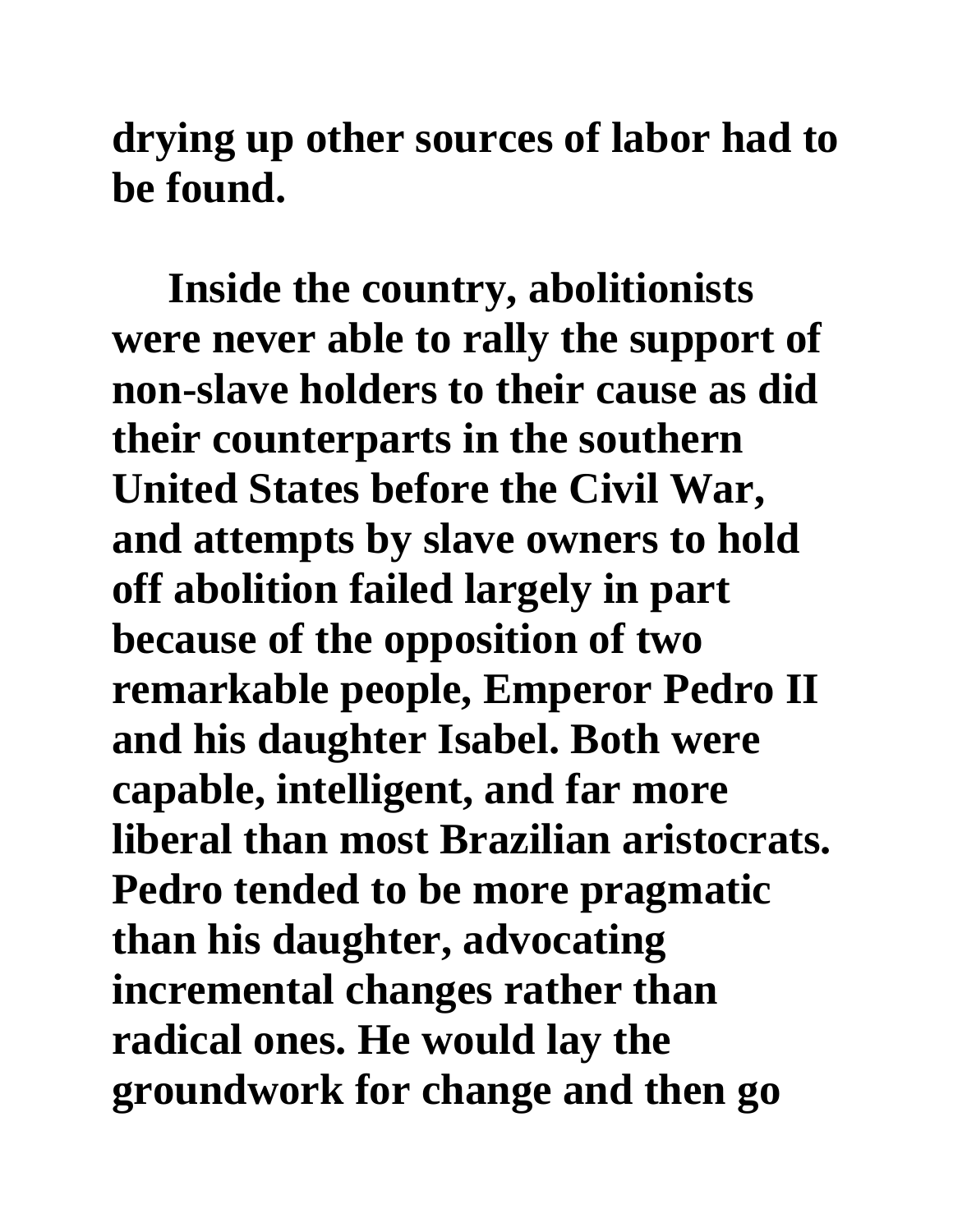**drying up other sources of labor had to be found.**

**Inside the country, abolitionists were never able to rally the support of non-slave holders to their cause as did their counterparts in the southern United States before the Civil War, and attempts by slave owners to hold off abolition failed largely in part because of the opposition of two remarkable people, Emperor Pedro II and his daughter Isabel. Both were capable, intelligent, and far more liberal than most Brazilian aristocrats. Pedro tended to be more pragmatic than his daughter, advocating incremental changes rather than radical ones. He would lay the groundwork for change and then go**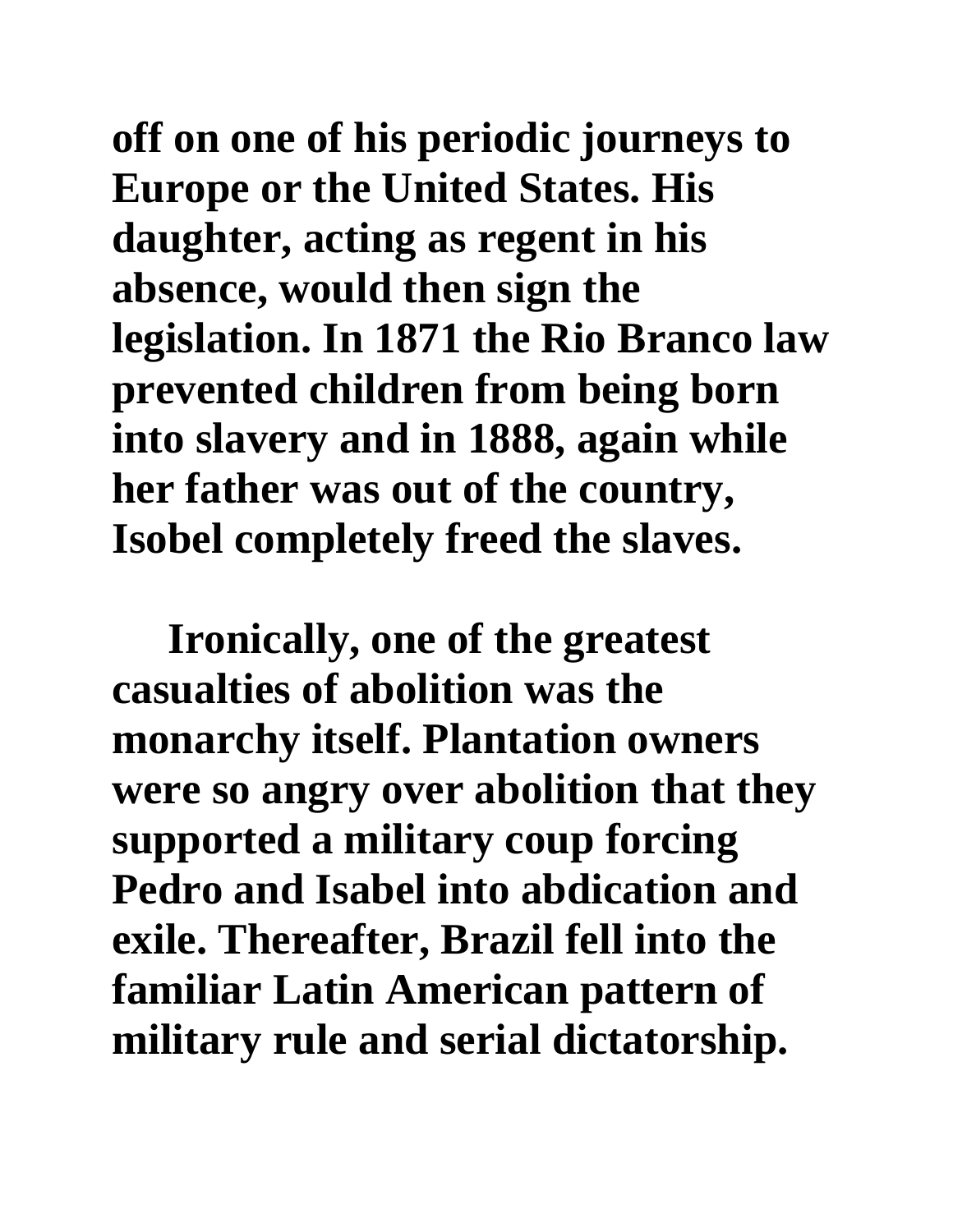**off on one of his periodic journeys to Europe or the United States. His daughter, acting as regent in his absence, would then sign the legislation. In 1871 the Rio Branco law prevented children from being born into slavery and in 1888, again while her father was out of the country, Isobel completely freed the slaves.**

**Ironically, one of the greatest casualties of abolition was the monarchy itself. Plantation owners were so angry over abolition that they supported a military coup forcing Pedro and Isabel into abdication and exile. Thereafter, Brazil fell into the familiar Latin American pattern of military rule and serial dictatorship.**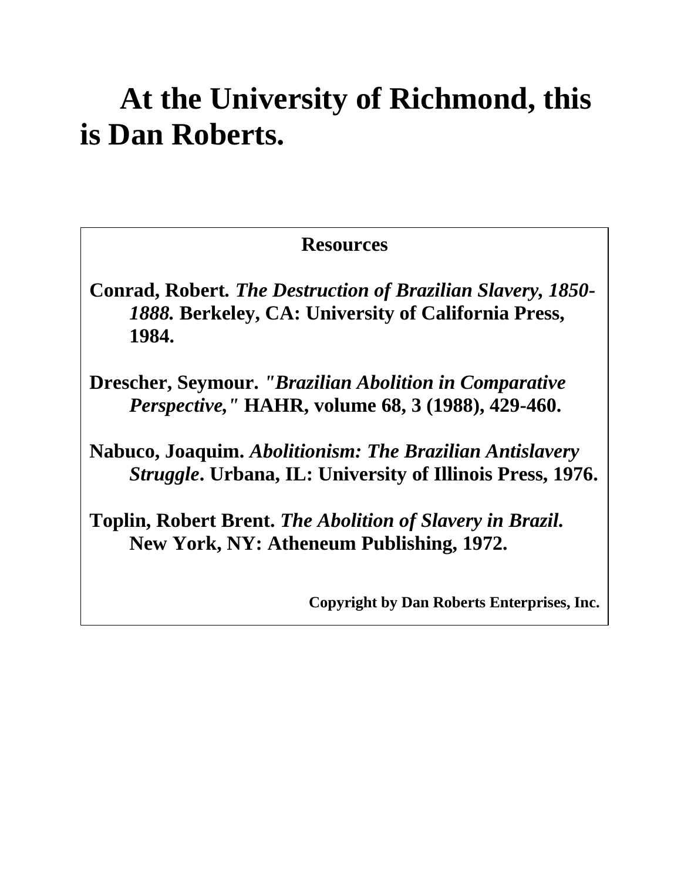**At the University of Richmond, this is Dan Roberts.**

**Resources**

**Conrad, Robert.** ***The Destruction of Brazilian Slavery, 1850-1888.*** **Berkeley, CA: University of California Press, 1984.**

**Drescher, Seymour.** ***"Brazilian Abolition in Comparative Perspective,"*** **HAHR, volume 68, 3 (1988), 429-460.**

**Nabuco, Joaquim.** ***Abolitionism: The Brazilian Antislavery Struggle*****. Urbana, IL: University of Illinois Press, 1976.**

**Toplin, Robert Brent.** ***The Abolition of Slavery in Brazil*****. New York, NY: Atheneum Publishing, 1972.**

**Copyright by Dan Roberts Enterprises, Inc.**